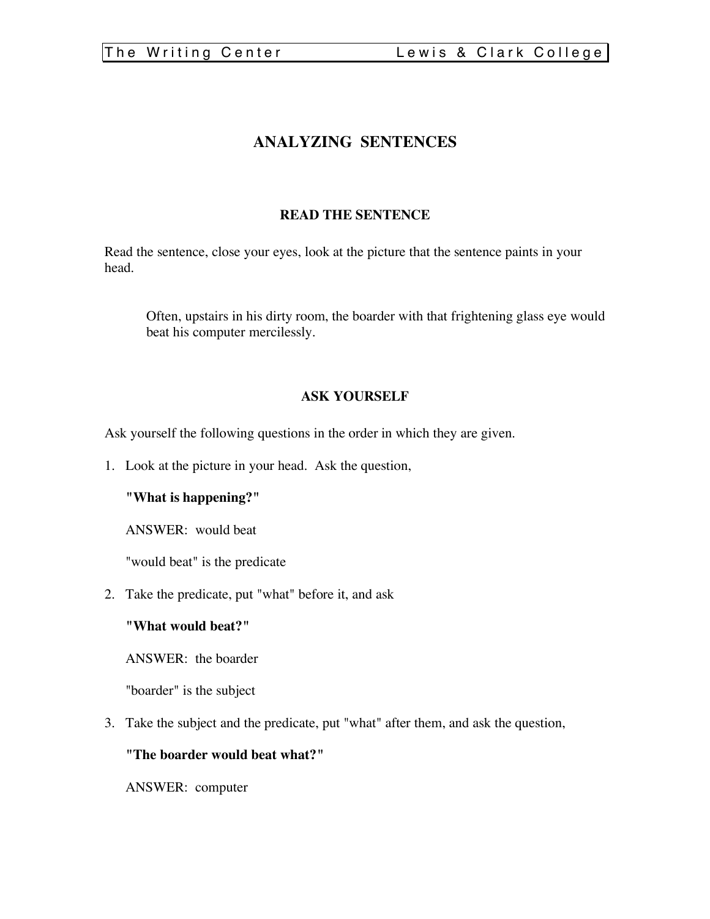# ANALYZING SENTENCES

## READ THE SENTENCE

Read the sentence, close your eyes, look at the picture that the sentence paints in your head.

> Often, upstairs in his dirty room, the boarder with that frightening glass eye would beat his computer mercilessly.

## ASK YOURSELF

Ask yourself the following questions in the order in which they are given.

1. Look at the picture in your head. Ask the question,

   **"What is happening?"**

   ANSWER: would beat

   "would beat" is the predicate

2. Take the predicate, put "what" before it, and ask

   **"What would beat?"**

   ANSWER: the boarder

   "boarder" is the subject

3. Take the subject and the predicate, put "what" after them, and ask the question,

   **"The boarder would beat what?"**

   ANSWER: computer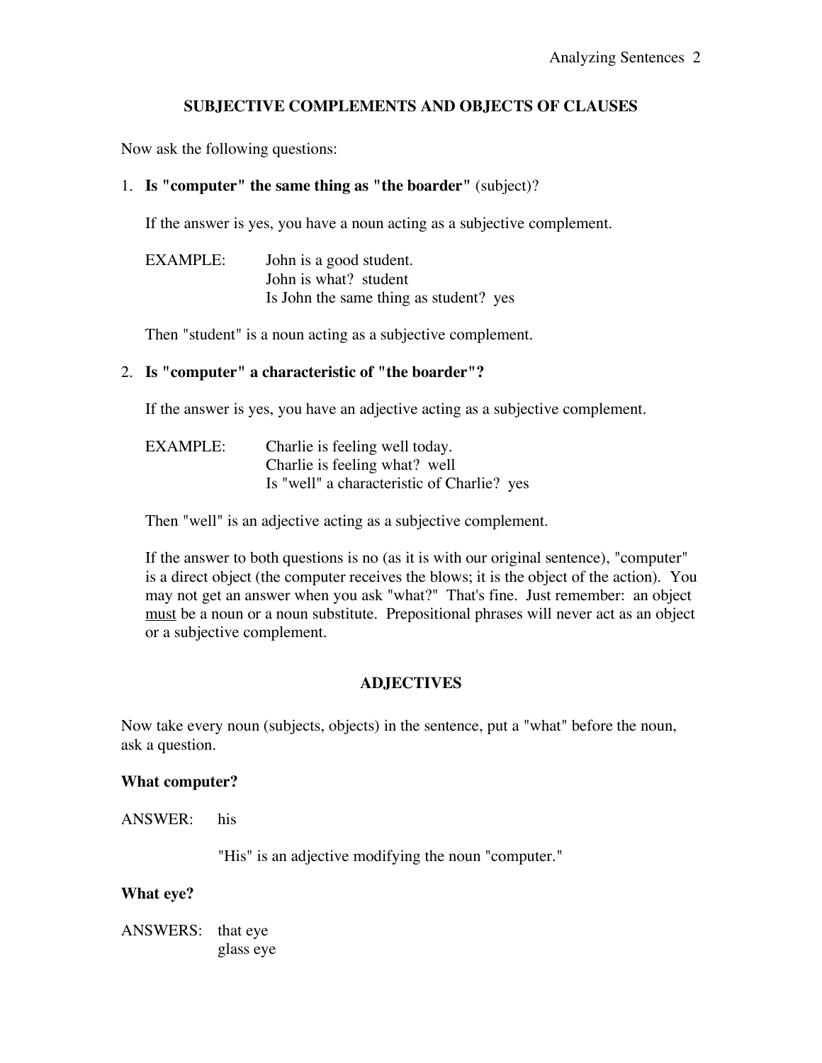## SUBJECTIVE COMPLEMENTS AND OBJECTS OF CLAUSES

Now ask the following questions:

1. **Is "computer" the same thing as "the boarder"** (subject)?

   If the answer is yes, you have a noun acting as a subjective complement.

   EXAMPLE: John is a good student.
   John is what? student
   Is John the same thing as student? yes

   Then "student" is a noun acting as a subjective complement.

2. **Is "computer" a characteristic of "the boarder"?**

   If the answer is yes, you have an adjective acting as a subjective complement.

   EXAMPLE: Charlie is feeling well today.
   Charlie is feeling what? well
   Is "well" a characteristic of Charlie? yes

   Then "well" is an adjective acting as a subjective complement.

   If the answer to both questions is no (as it is with our original sentence), "computer" is a direct object (the computer receives the blows; it is the object of the action). You may not get an answer when you ask "what?" That's fine. Just remember: an object <u>must</u> be a noun or a noun substitute. Prepositional phrases will never act as an object or a subjective complement.

## ADJECTIVES

Now take every noun (subjects, objects) in the sentence, put a "what" before the noun, ask a question.

**What computer?**

ANSWER: his

"His" is an adjective modifying the noun "computer."

**What eye?**

ANSWERS: that eye
glass eye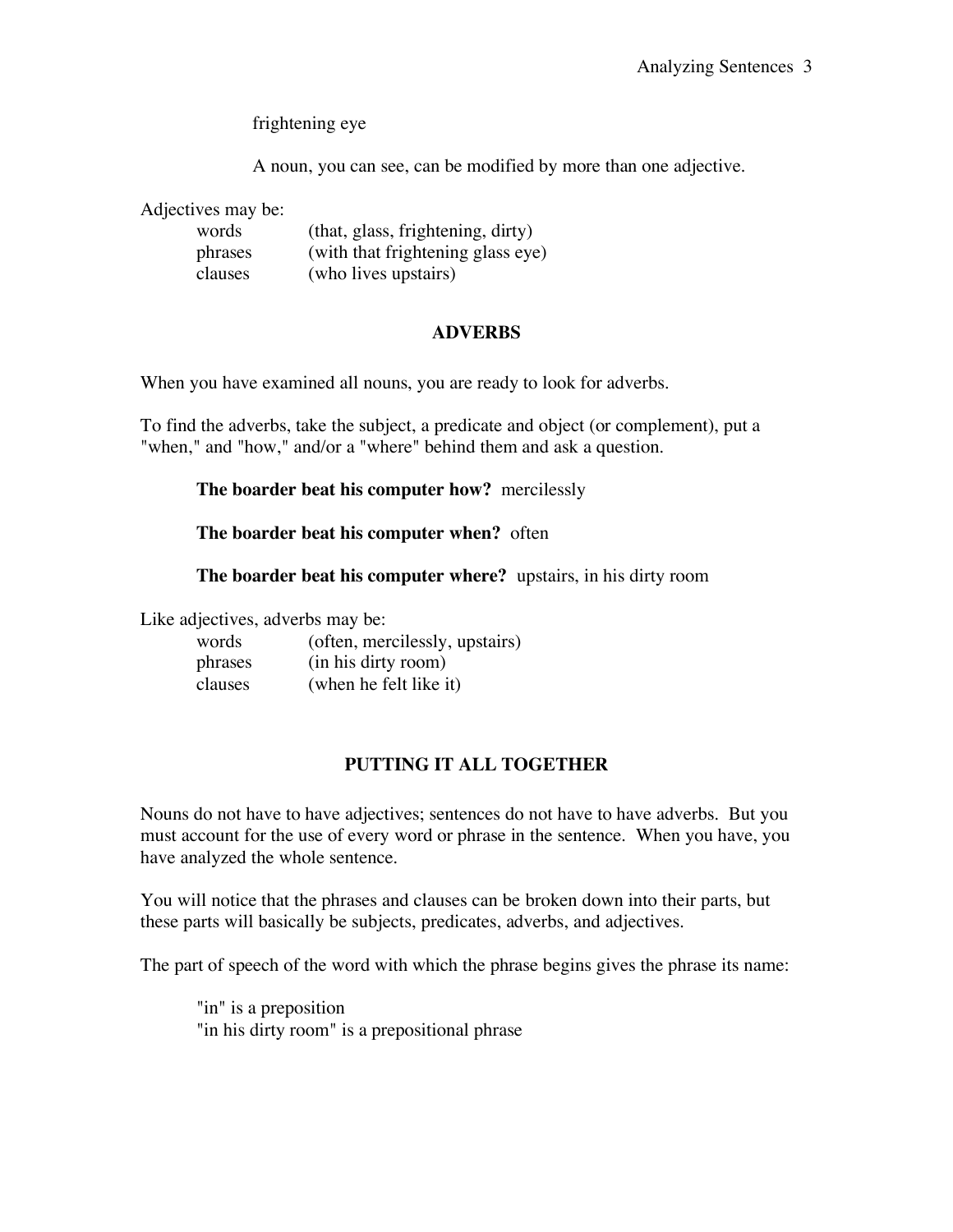frightening eye

A noun, you can see, can be modified by more than one adjective.

Adjectives may be:

| | |
|---|---|
| words | (that, glass, frightening, dirty) |
| phrases | (with that frightening glass eye) |
| clauses | (who lives upstairs) |

## ADVERBS

When you have examined all nouns, you are ready to look for adverbs.

To find the adverbs, take the subject, a predicate and object (or complement), put a "when," and "how," and/or a "where" behind them and ask a question.

**The boarder beat his computer how?** mercilessly

**The boarder beat his computer when?** often

**The boarder beat his computer where?** upstairs, in his dirty room

Like adjectives, adverbs may be:

| | |
|---|---|
| words | (often, mercilessly, upstairs) |
| phrases | (in his dirty room) |
| clauses | (when he felt like it) |

## PUTTING IT ALL TOGETHER

Nouns do not have to have adjectives; sentences do not have to have adverbs. But you must account for the use of every word or phrase in the sentence. When you have, you have analyzed the whole sentence.

You will notice that the phrases and clauses can be broken down into their parts, but these parts will basically be subjects, predicates, adverbs, and adjectives.

The part of speech of the word with which the phrase begins gives the phrase its name:

"in" is a preposition
"in his dirty room" is a prepositional phrase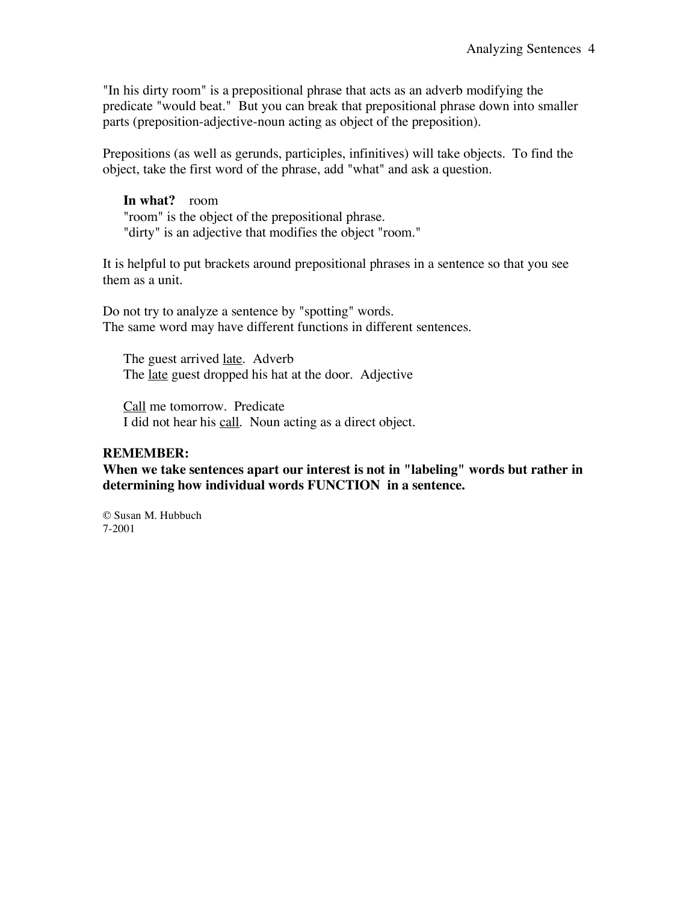"In his dirty room" is a prepositional phrase that acts as an adverb modifying the predicate "would beat." But you can break that prepositional phrase down into smaller parts (preposition-adjective-noun acting as object of the preposition).

Prepositions (as well as gerunds, participles, infinitives) will take objects. To find the object, take the first word of the phrase, add "what" and ask a question.

> **In what?** room
> "room" is the object of the prepositional phrase.
> "dirty" is an adjective that modifies the object "room."

It is helpful to put brackets around prepositional phrases in a sentence so that you see them as a unit.

Do not try to analyze a sentence by "spotting" words.
The same word may have different functions in different sentences.

> The guest arrived <u>late</u>. Adverb
> The <u>late</u> guest dropped his hat at the door. Adjective

> <u>Call</u> me tomorrow. Predicate
> I did not hear his <u>call</u>. Noun acting as a direct object.

**REMEMBER:**
**When we take sentences apart our interest is not in "labeling" words but rather in determining how individual words FUNCTION in a sentence.**

© Susan M. Hubbuch
7-2001